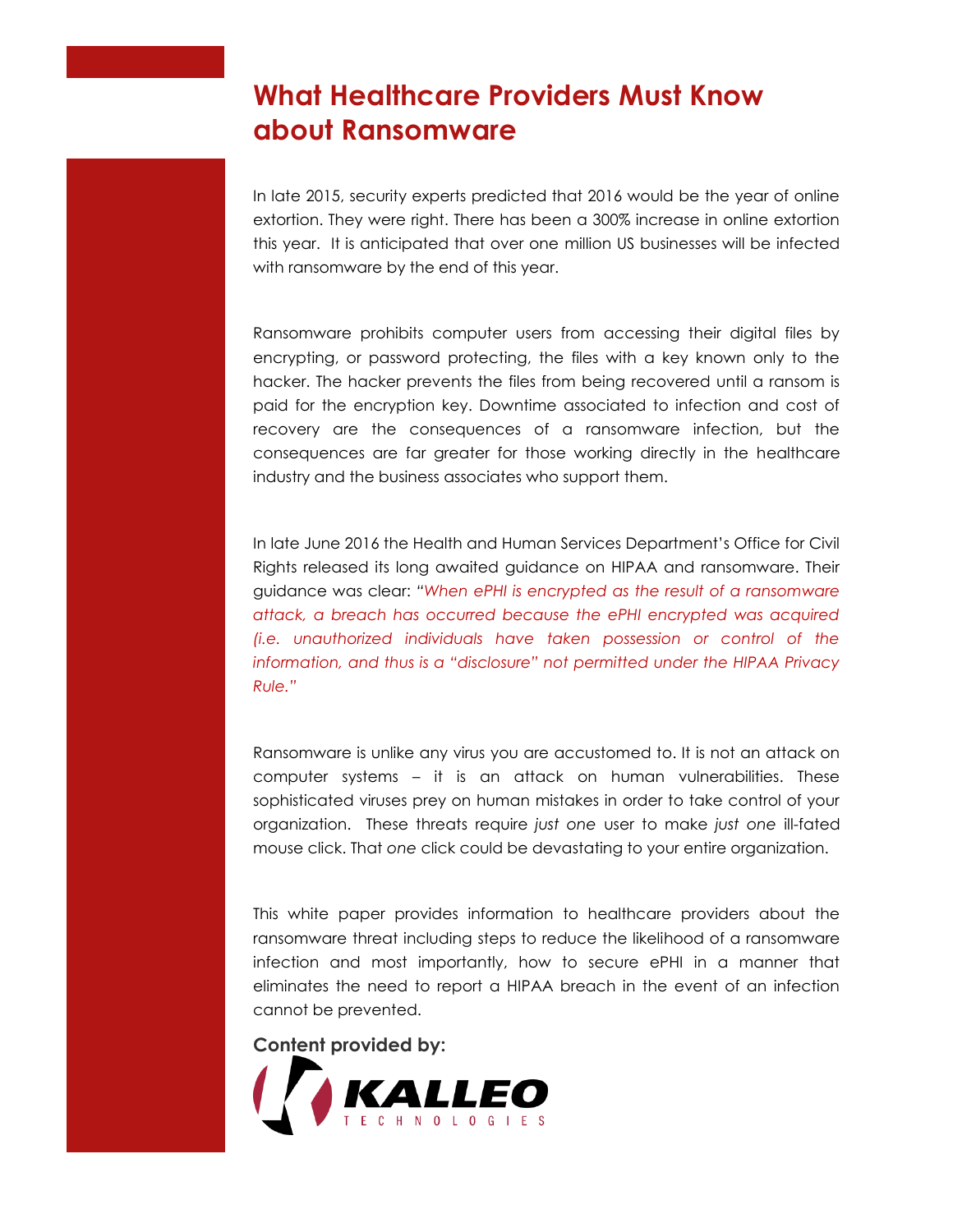# What Healthcare Providers Must Know about Ransomware

In late 2015, security experts predicted that 2016 would be the year of online extortion. They were right. There has been a 300% increase in online extortion this year. It is anticipated that over one million US businesses will be infected with ransomware by the end of this year.

Ransomware prohibits computer users from accessing their digital files by encrypting, or password protecting, the files with a key known only to the hacker. The hacker prevents the files from being recovered until a ransom is paid for the encryption key. Downtime associated to infection and cost of recovery are the consequences of a ransomware infection, but the consequences are far greater for those working directly in the healthcare industry and the business associates who support them.

In late June 2016 the Health and Human Services Department's Office for Civil Rights released its long awaited guidance on HIPAA and ransomware. Their guidance was clear: *"When ePHI is encrypted as the result of a ransomware attack, a breach has occurred because the ePHI encrypted was acquired (i.e. unauthorized individuals have taken possession or control of the information, and thus is a "disclosure" not permitted under the HIPAA Privacy Rule."*

Ransomware is unlike any virus you are accustomed to. It is not an attack on computer systems – it is an attack on human vulnerabilities. These sophisticated viruses prey on human mistakes in order to take control of your organization. These threats require *just one* user to make *just one* ill-fated mouse click. That *one* click could be devastating to your entire organization.

This white paper provides information to healthcare providers about the ransomware threat including steps to reduce the likelihood of a ransomware infection and most importantly, how to secure ePHI in a manner that eliminates the need to report a HIPAA breach in the event of an infection cannot be prevented.

**Content provided by:**

KALLEO TECHNOLOGIES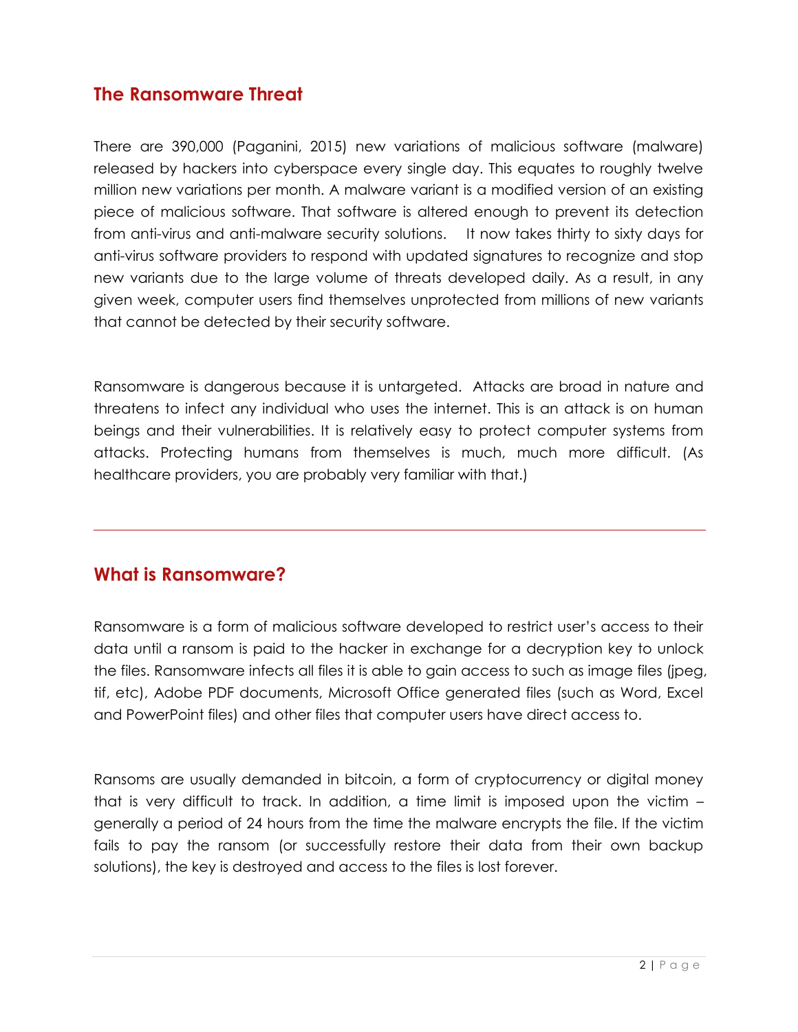## The Ransomware Threat

There are 390,000 (Paganini, 2015) new variations of malicious software (malware) released by hackers into cyberspace every single day. This equates to roughly twelve million new variations per month. A malware variant is a modified version of an existing piece of malicious software. That software is altered enough to prevent its detection from anti-virus and anti-malware security solutions. It now takes thirty to sixty days for anti-virus software providers to respond with updated signatures to recognize and stop new variants due to the large volume of threats developed daily. As a result, in any given week, computer users find themselves unprotected from millions of new variants that cannot be detected by their security software.

Ransomware is dangerous because it is untargeted. Attacks are broad in nature and threatens to infect any individual who uses the internet. This is an attack is on human beings and their vulnerabilities. It is relatively easy to protect computer systems from attacks. Protecting humans from themselves is much, much more difficult. (As healthcare providers, you are probably very familiar with that.)

---

## What is Ransomware?

Ransomware is a form of malicious software developed to restrict user's access to their data until a ransom is paid to the hacker in exchange for a decryption key to unlock the files. Ransomware infects all files it is able to gain access to such as image files (jpeg, tif, etc), Adobe PDF documents, Microsoft Office generated files (such as Word, Excel and PowerPoint files) and other files that computer users have direct access to.

Ransoms are usually demanded in bitcoin, a form of cryptocurrency or digital money that is very difficult to track. In addition, a time limit is imposed upon the victim – generally a period of 24 hours from the time the malware encrypts the file. If the victim fails to pay the ransom (or successfully restore their data from their own backup solutions), the key is destroyed and access to the files is lost forever.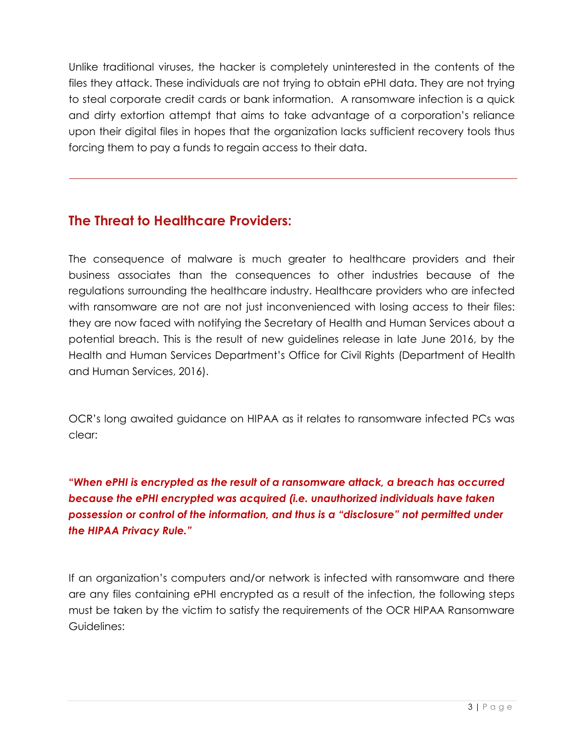Unlike traditional viruses, the hacker is completely uninterested in the contents of the files they attack. These individuals are not trying to obtain ePHI data. They are not trying to steal corporate credit cards or bank information. A ransomware infection is a quick and dirty extortion attempt that aims to take advantage of a corporation's reliance upon their digital files in hopes that the organization lacks sufficient recovery tools thus forcing them to pay a funds to regain access to their data.

---

## The Threat to Healthcare Providers:

The consequence of malware is much greater to healthcare providers and their business associates than the consequences to other industries because of the regulations surrounding the healthcare industry. Healthcare providers who are infected with ransomware are not are not just inconvenienced with losing access to their files: they are now faced with notifying the Secretary of Health and Human Services about a potential breach. This is the result of new guidelines release in late June 2016, by the Health and Human Services Department's Office for Civil Rights (Department of Health and Human Services, 2016).

OCR's long awaited guidance on HIPAA as it relates to ransomware infected PCs was clear:

***"When ePHI is encrypted as the result of a ransomware attack, a breach has occurred because the ePHI encrypted was acquired (i.e. unauthorized individuals have taken possession or control of the information, and thus is a "disclosure" not permitted under the HIPAA Privacy Rule."***

If an organization's computers and/or network is infected with ransomware and there are any files containing ePHI encrypted as a result of the infection, the following steps must be taken by the victim to satisfy the requirements of the OCR HIPAA Ransomware Guidelines: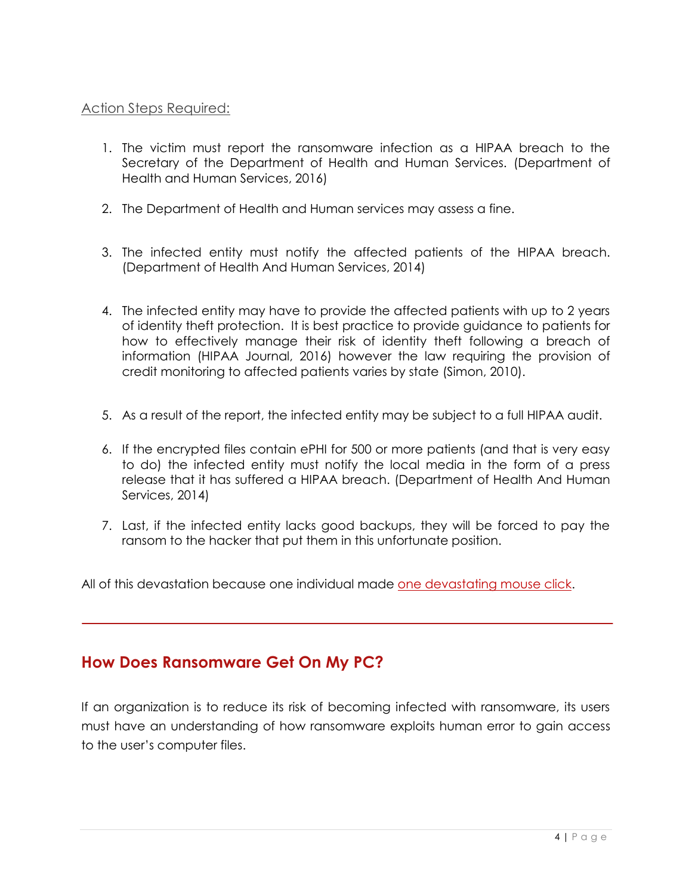Action Steps Required:

1. The victim must report the ransomware infection as a HIPAA breach to the Secretary of the Department of Health and Human Services. (Department of Health and Human Services, 2016)

2. The Department of Health and Human services may assess a fine.

3. The infected entity must notify the affected patients of the HIPAA breach. (Department of Health And Human Services, 2014)

4. The infected entity may have to provide the affected patients with up to 2 years of identity theft protection. It is best practice to provide guidance to patients for how to effectively manage their risk of identity theft following a breach of information (HIPAA Journal, 2016) however the law requiring the provision of credit monitoring to affected patients varies by state (Simon, 2010).

5. As a result of the report, the infected entity may be subject to a full HIPAA audit.

6. If the encrypted files contain ePHI for 500 or more patients (and that is very easy to do) the infected entity must notify the local media in the form of a press release that it has suffered a HIPAA breach. (Department of Health And Human Services, 2014)

7. Last, if the infected entity lacks good backups, they will be forced to pay the ransom to the hacker that put them in this unfortunate position.

All of this devastation because one individual made one devastating mouse click.

---

## How Does Ransomware Get On My PC?

If an organization is to reduce its risk of becoming infected with ransomware, its users must have an understanding of how ransomware exploits human error to gain access to the user's computer files.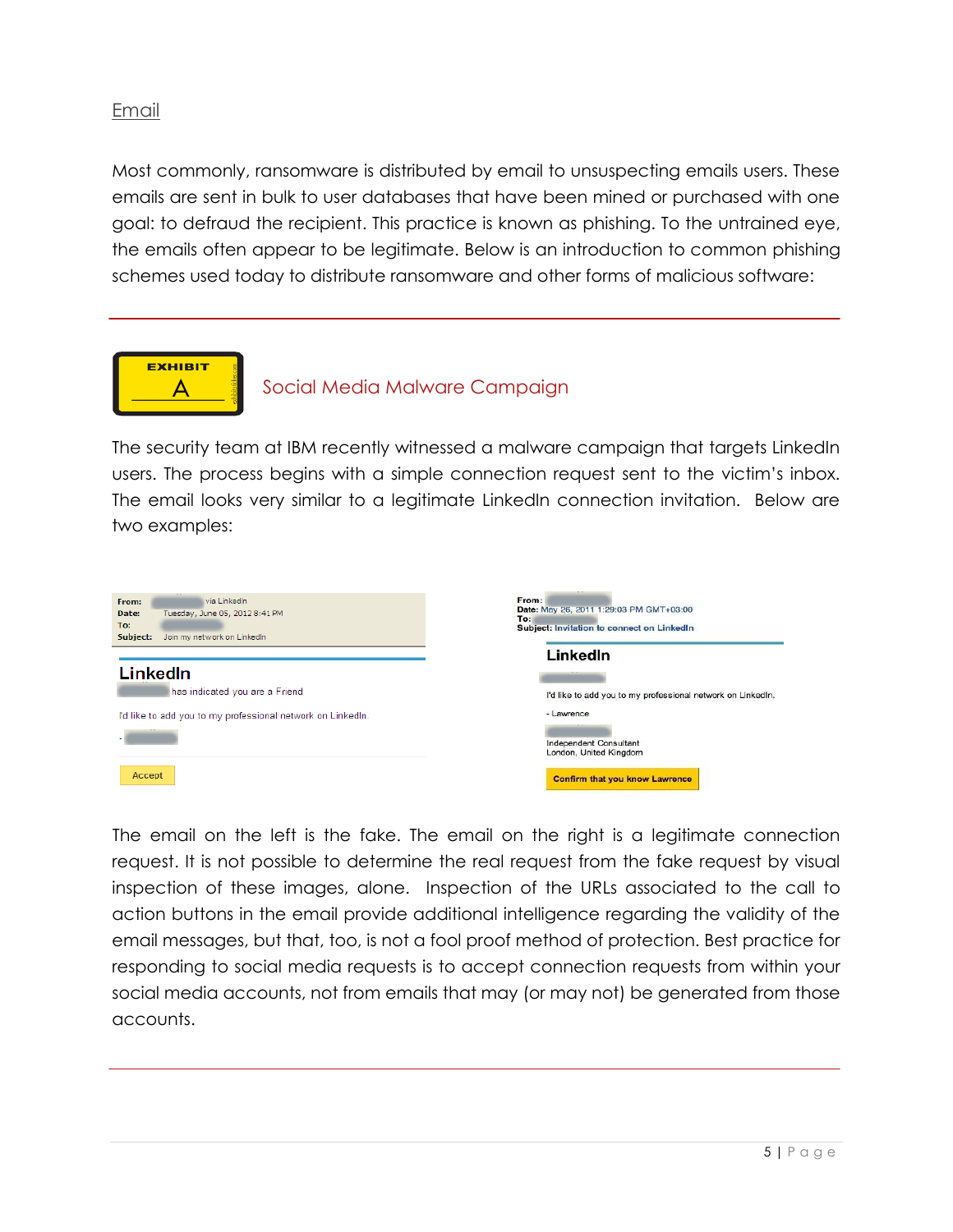## Email

Most commonly, ransomware is distributed by email to unsuspecting emails users. These emails are sent in bulk to user databases that have been mined or purchased with one goal: to defraud the recipient. This practice is known as phishing. To the untrained eye, the emails often appear to be legitimate. Below is an introduction to common phishing schemes used today to distribute ransomware and other forms of malicious software:

---

EXHIBIT A

### Social Media Malware Campaign

The security team at IBM recently witnessed a malware campaign that targets LinkedIn users. The process begins with a simple connection request sent to the victim's inbox. The email looks very similar to a legitimate LinkedIn connection invitation. Below are two examples:

From: via LinkedIn
Date: Tuesday, June 05, 2012 8:41 PM
To:
Subject: Join my network on LinkedIn

LinkedIn

has indicated you are a Friend

I'd like to add you to my professional network on LinkedIn.

-

Accept

From:
Date: May 26, 2011 1:29:03 PM GMT+03:00
To:
Subject: Invitation to connect on LinkedIn

LinkedIn

I'd like to add you to my professional network on LinkedIn.

- Lawrence

Independent Consultant
London, United Kingdom

Confirm that you know Lawrence

The email on the left is the fake. The email on the right is a legitimate connection request. It is not possible to determine the real request from the fake request by visual inspection of these images, alone. Inspection of the URLs associated to the call to action buttons in the email provide additional intelligence regarding the validity of the email messages, but that, too, is not a fool proof method of protection. Best practice for responding to social media requests is to accept connection requests from within your social media accounts, not from emails that may (or may not) be generated from those accounts.

---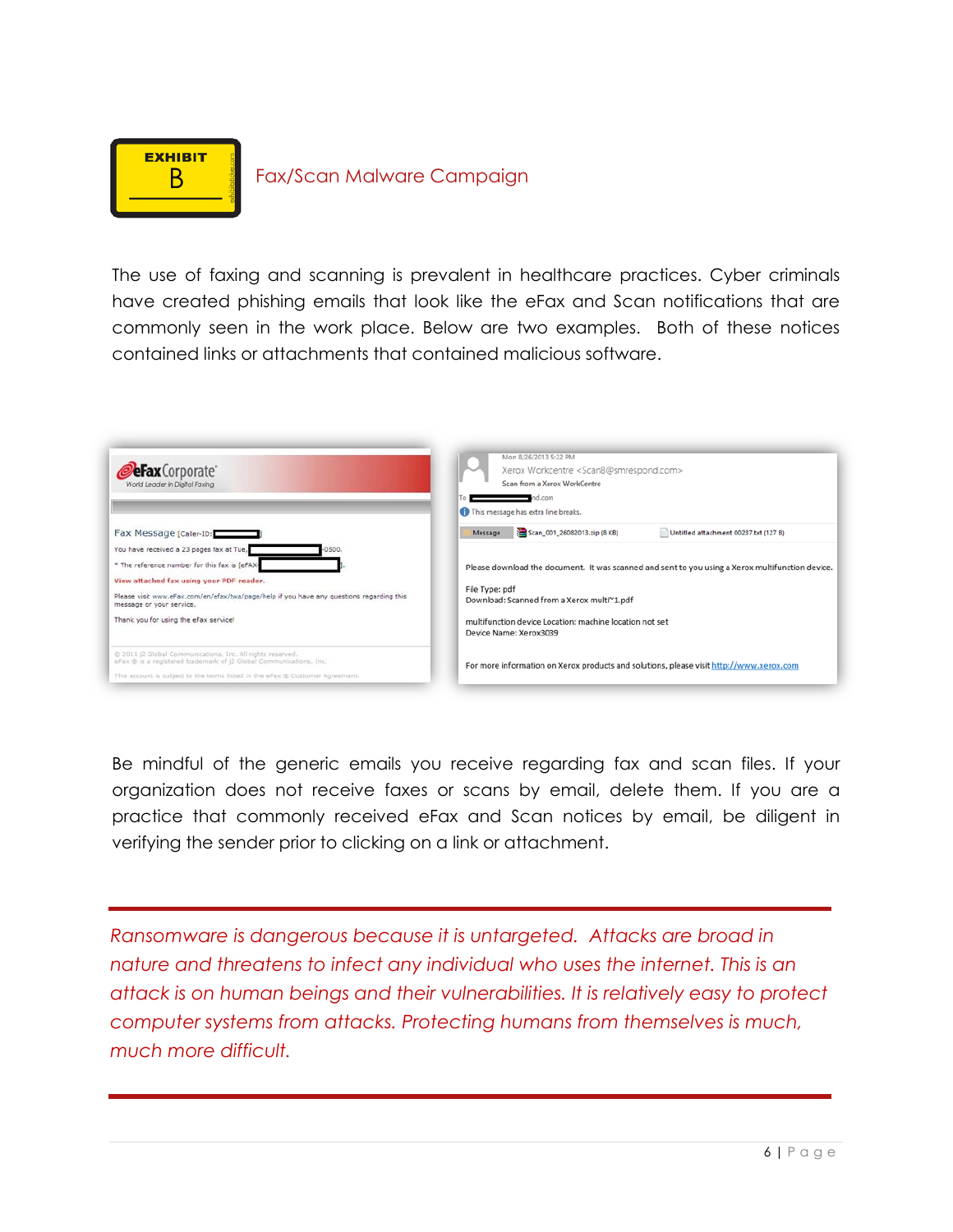EXHIBIT B

## Fax/Scan Malware Campaign

The use of faxing and scanning is prevalent in healthcare practices. Cyber criminals have created phishing emails that look like the eFax and Scan notifications that are commonly seen in the work place. Below are two examples. Both of these notices contained links or attachments that contained malicious software.

Be mindful of the generic emails you receive regarding fax and scan files. If your organization does not receive faxes or scans by email, delete them. If you are a practice that commonly received eFax and Scan notices by email, be diligent in verifying the sender prior to clicking on a link or attachment.

---

*Ransomware is dangerous because it is untargeted. Attacks are broad in nature and threatens to infect any individual who uses the internet. This is an attack is on human beings and their vulnerabilities. It is relatively easy to protect computer systems from attacks. Protecting humans from themselves is much, much more difficult.*

---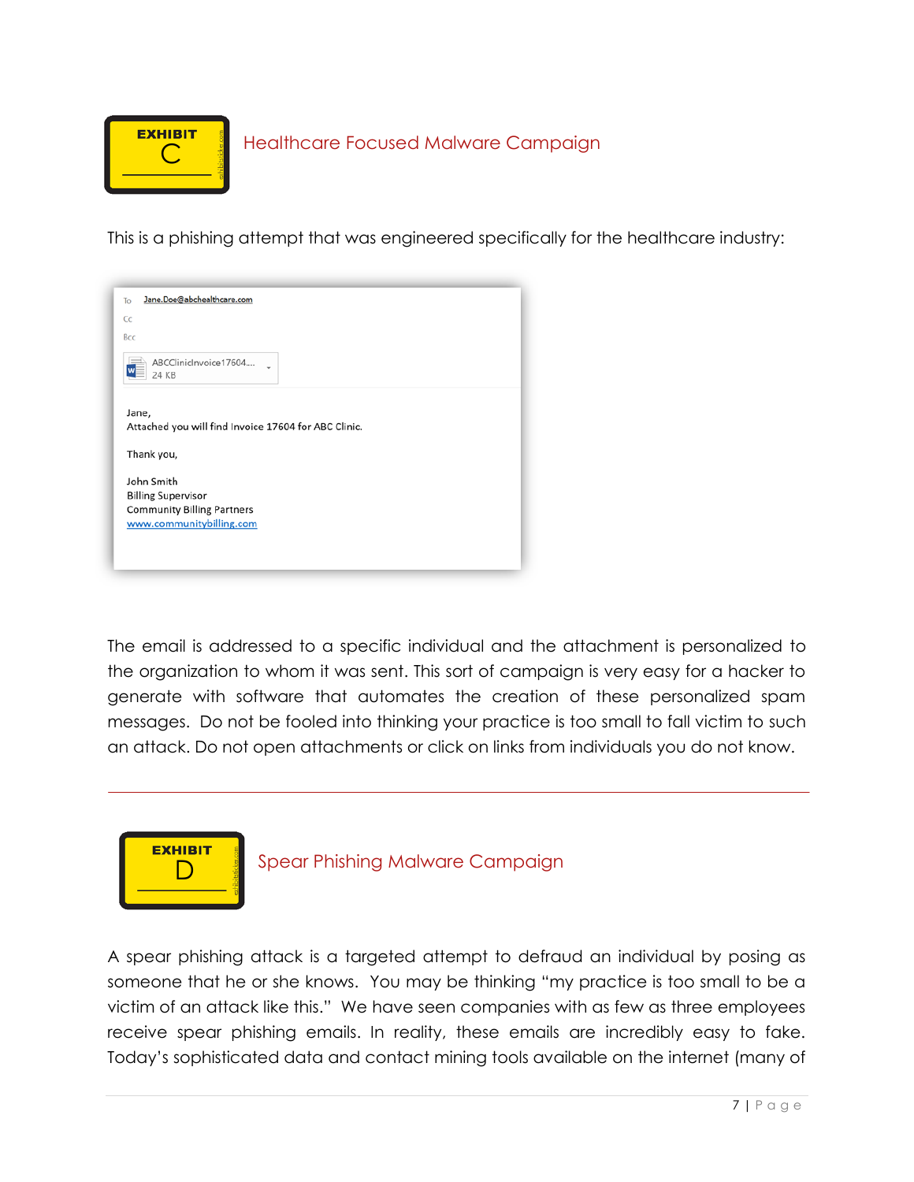## EXHIBIT C — Healthcare Focused Malware Campaign

This is a phishing attempt that was engineered specifically for the healthcare industry:

To Jane.Doe@abchealthcare.com

Cc

Bcc

ABCClinicInvoice17604... 24 KB

Jane,
Attached you will find Invoice 17604 for ABC Clinic.

Thank you,

John Smith
Billing Supervisor
Community Billing Partners
www.communitybilling.com

The email is addressed to a specific individual and the attachment is personalized to the organization to whom it was sent. This sort of campaign is very easy for a hacker to generate with software that automates the creation of these personalized spam messages. Do not be fooled into thinking your practice is too small to fall victim to such an attack. Do not open attachments or click on links from individuals you do not know.

---

## EXHIBIT D — Spear Phishing Malware Campaign

A spear phishing attack is a targeted attempt to defraud an individual by posing as someone that he or she knows. You may be thinking "my practice is too small to be a victim of an attack like this." We have seen companies with as few as three employees receive spear phishing emails. In reality, these emails are incredibly easy to fake. Today's sophisticated data and contact mining tools available on the internet (many of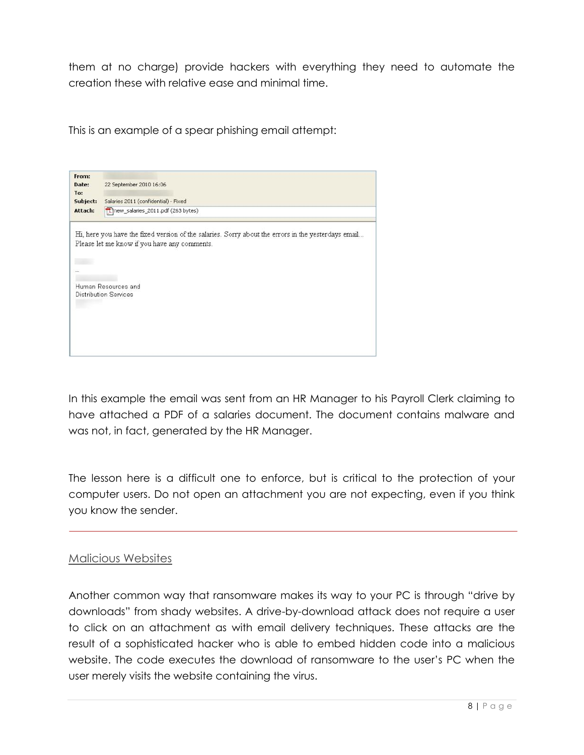them at no charge) provide hackers with everything they need to automate the creation these with relative ease and minimal time.

This is an example of a spear phishing email attempt:

> **From:**
> **Date:** 22 September 2010 16:06
> **To:**
> **Subject:** Salaries 2011 (confidential) - Fixed
> **Attach:** new_salaries_2011.pdf (263 bytes)
>
> Hi, here you have the fixed version of the salaries. Sorry about the errors in the yesterdays email...
> Please let me know if you have any comments.
>
> --
>
> Human Resources and
> Distribution Services

In this example the email was sent from an HR Manager to his Payroll Clerk claiming to have attached a PDF of a salaries document. The document contains malware and was not, in fact, generated by the HR Manager.

The lesson here is a difficult one to enforce, but is critical to the protection of your computer users. Do not open an attachment you are not expecting, even if you think you know the sender.

---

## Malicious Websites

Another common way that ransomware makes its way to your PC is through "drive by downloads" from shady websites. A drive-by-download attack does not require a user to click on an attachment as with email delivery techniques. These attacks are the result of a sophisticated hacker who is able to embed hidden code into a malicious website. The code executes the download of ransomware to the user's PC when the user merely visits the website containing the virus.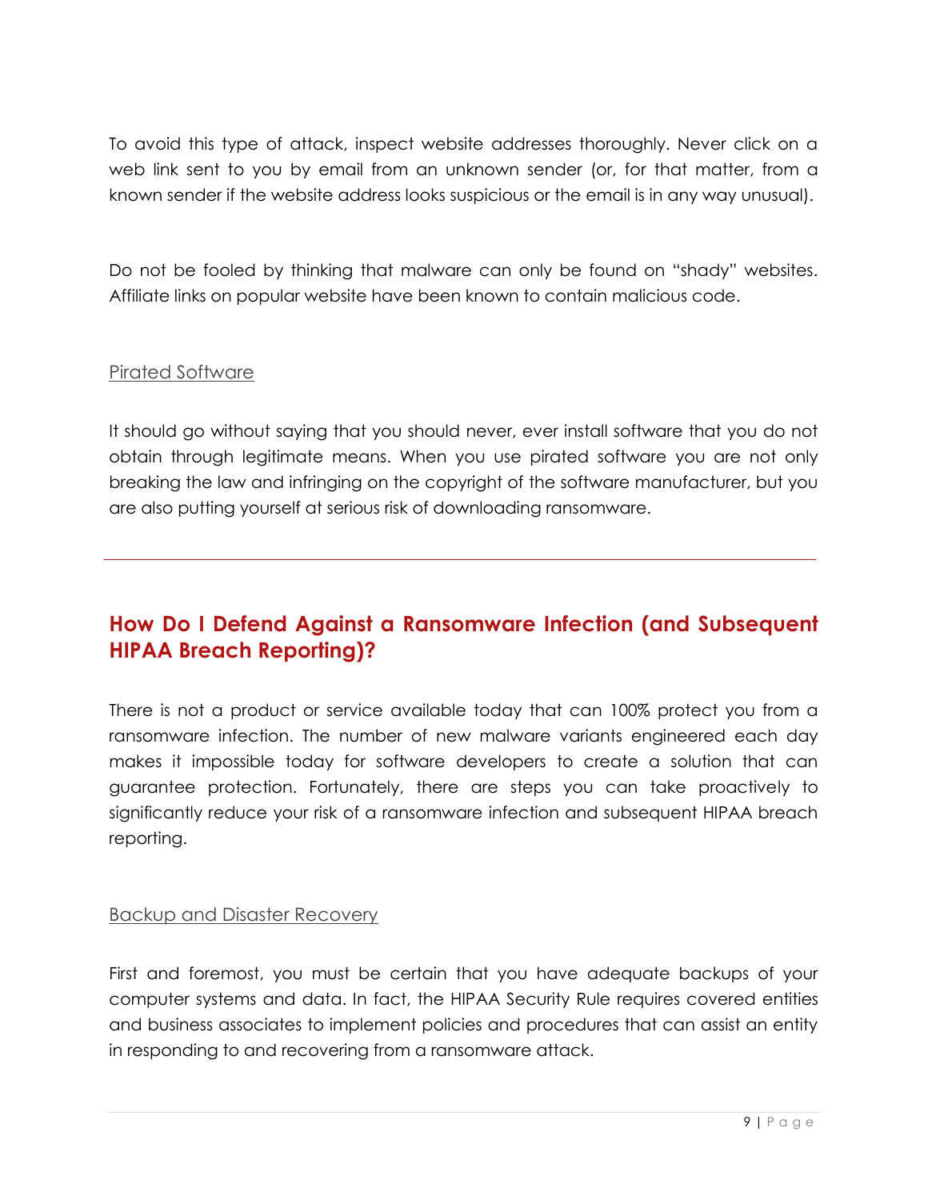To avoid this type of attack, inspect website addresses thoroughly. Never click on a web link sent to you by email from an unknown sender (or, for that matter, from a known sender if the website address looks suspicious or the email is in any way unusual).

Do not be fooled by thinking that malware can only be found on "shady" websites. Affiliate links on popular website have been known to contain malicious code.

### Pirated Software

It should go without saying that you should never, ever install software that you do not obtain through legitimate means. When you use pirated software you are not only breaking the law and infringing on the copyright of the software manufacturer, but you are also putting yourself at serious risk of downloading ransomware.

---

## How Do I Defend Against a Ransomware Infection (and Subsequent HIPAA Breach Reporting)?

There is not a product or service available today that can 100% protect you from a ransomware infection. The number of new malware variants engineered each day makes it impossible today for software developers to create a solution that can guarantee protection. Fortunately, there are steps you can take proactively to significantly reduce your risk of a ransomware infection and subsequent HIPAA breach reporting.

### Backup and Disaster Recovery

First and foremost, you must be certain that you have adequate backups of your computer systems and data. In fact, the HIPAA Security Rule requires covered entities and business associates to implement policies and procedures that can assist an entity in responding to and recovering from a ransomware attack.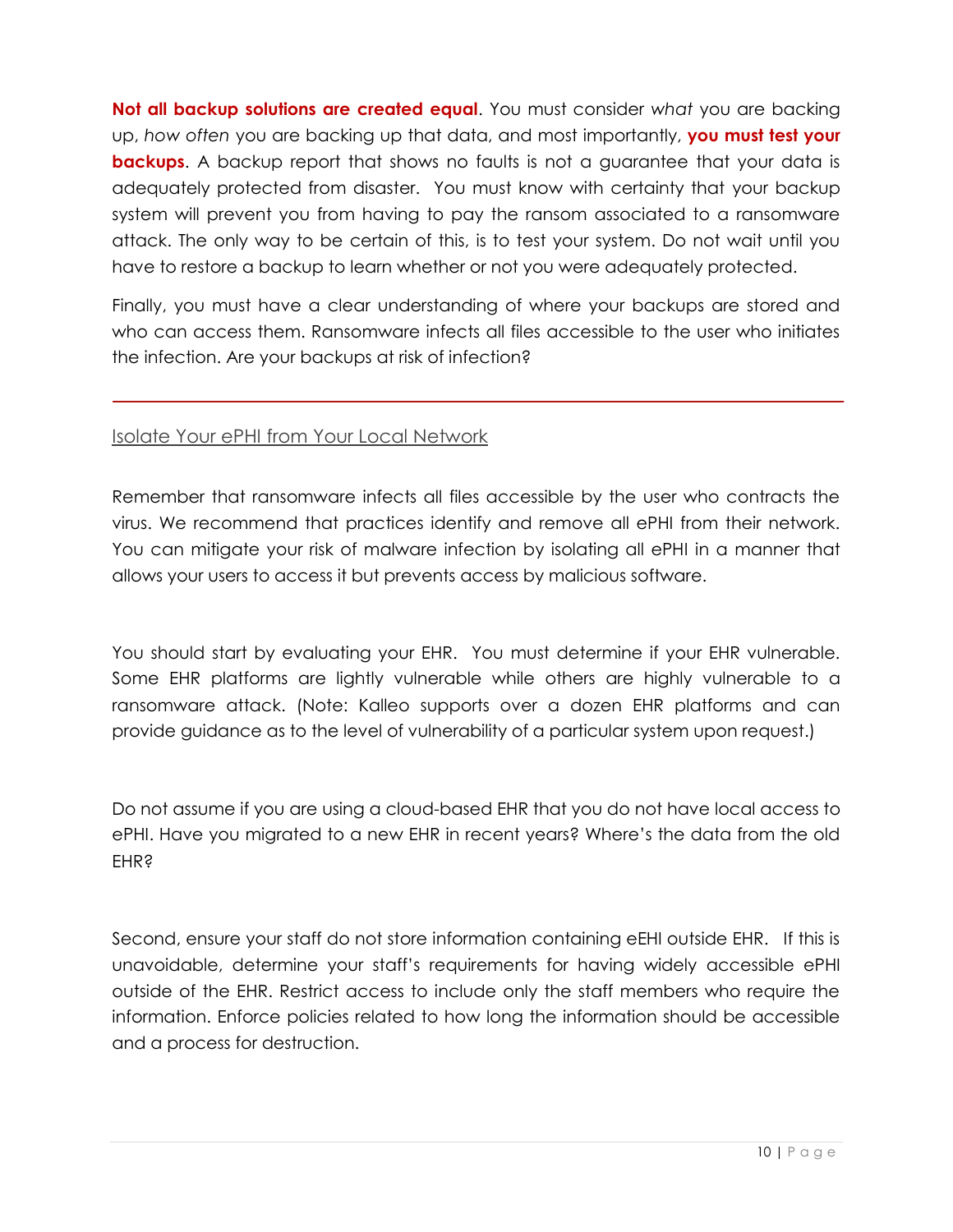**Not all backup solutions are created equal**. You must consider *what* you are backing up, *how often* you are backing up that data, and most importantly, **you must test your backups**. A backup report that shows no faults is not a guarantee that your data is adequately protected from disaster. You must know with certainty that your backup system will prevent you from having to pay the ransom associated to a ransomware attack. The only way to be certain of this, is to test your system. Do not wait until you have to restore a backup to learn whether or not you were adequately protected.

Finally, you must have a clear understanding of where your backups are stored and who can access them. Ransomware infects all files accessible to the user who initiates the infection. Are your backups at risk of infection?

---

## Isolate Your ePHI from Your Local Network

Remember that ransomware infects all files accessible by the user who contracts the virus. We recommend that practices identify and remove all ePHI from their network. You can mitigate your risk of malware infection by isolating all ePHI in a manner that allows your users to access it but prevents access by malicious software.

You should start by evaluating your EHR. You must determine if your EHR vulnerable. Some EHR platforms are lightly vulnerable while others are highly vulnerable to a ransomware attack. (Note: Kalleo supports over a dozen EHR platforms and can provide guidance as to the level of vulnerability of a particular system upon request.)

Do not assume if you are using a cloud-based EHR that you do not have local access to ePHI. Have you migrated to a new EHR in recent years? Where's the data from the old EHR?

Second, ensure your staff do not store information containing eEHI outside EHR. If this is unavoidable, determine your staff's requirements for having widely accessible ePHI outside of the EHR. Restrict access to include only the staff members who require the information. Enforce policies related to how long the information should be accessible and a process for destruction.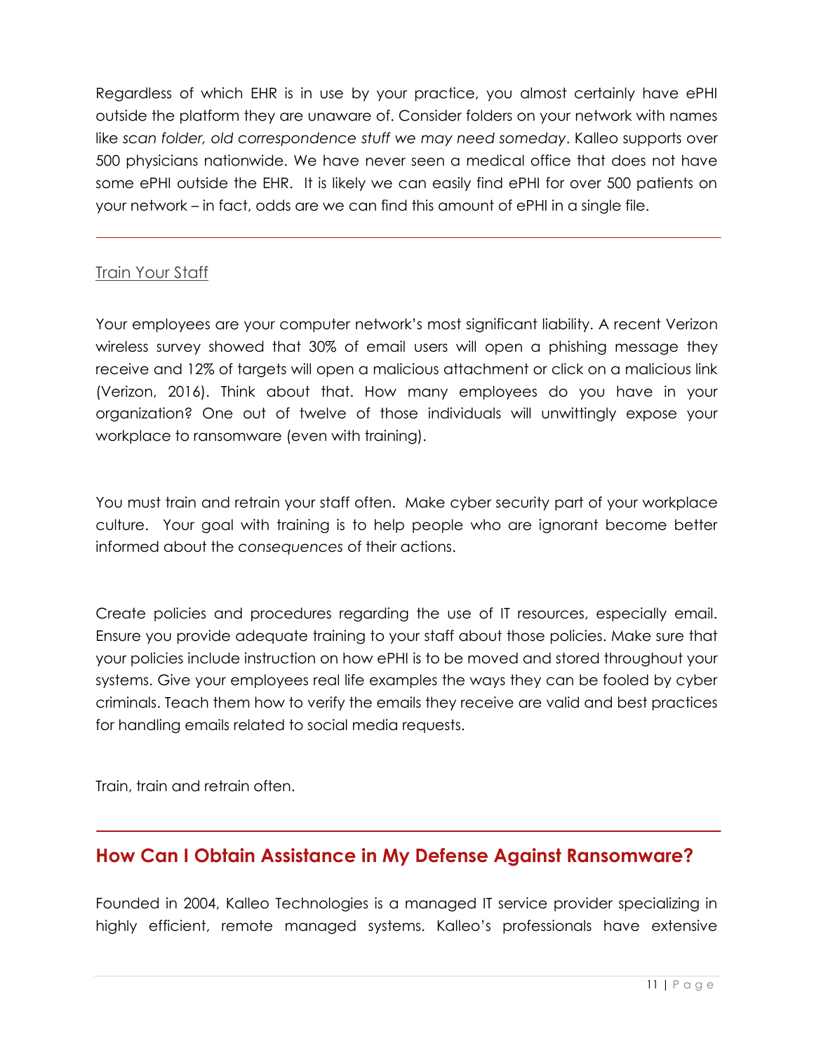Regardless of which EHR is in use by your practice, you almost certainly have ePHI outside the platform they are unaware of. Consider folders on your network with names like *scan folder, old correspondence stuff we may need someday*. Kalleo supports over 500 physicians nationwide. We have never seen a medical office that does not have some ePHI outside the EHR. It is likely we can easily find ePHI for over 500 patients on your network – in fact, odds are we can find this amount of ePHI in a single file.

---

### Train Your Staff

Your employees are your computer network's most significant liability. A recent Verizon wireless survey showed that 30% of email users will open a phishing message they receive and 12% of targets will open a malicious attachment or click on a malicious link (Verizon, 2016). Think about that. How many employees do you have in your organization? One out of twelve of those individuals will unwittingly expose your workplace to ransomware (even with training).

You must train and retrain your staff often. Make cyber security part of your workplace culture. Your goal with training is to help people who are ignorant become better informed about the *consequences* of their actions.

Create policies and procedures regarding the use of IT resources, especially email. Ensure you provide adequate training to your staff about those policies. Make sure that your policies include instruction on how ePHI is to be moved and stored throughout your systems. Give your employees real life examples the ways they can be fooled by cyber criminals. Teach them how to verify the emails they receive are valid and best practices for handling emails related to social media requests.

Train, train and retrain often.

---

## How Can I Obtain Assistance in My Defense Against Ransomware?

Founded in 2004, Kalleo Technologies is a managed IT service provider specializing in highly efficient, remote managed systems. Kalleo's professionals have extensive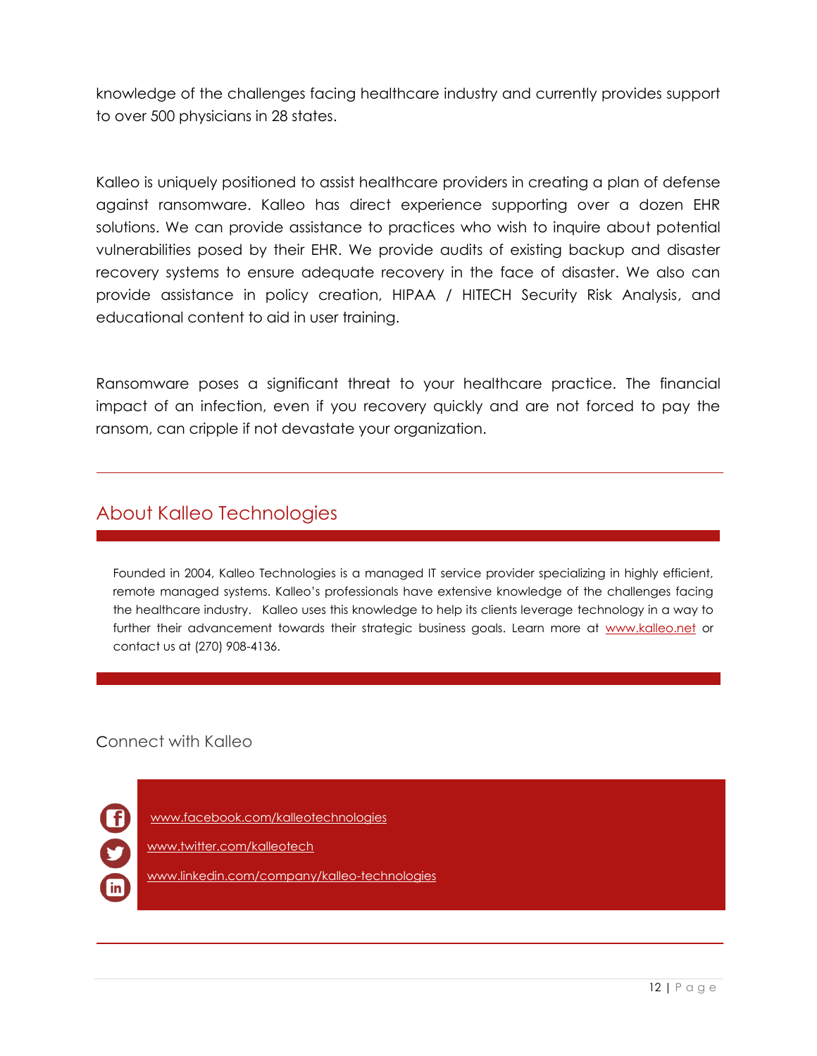knowledge of the challenges facing healthcare industry and currently provides support to over 500 physicians in 28 states.

Kalleo is uniquely positioned to assist healthcare providers in creating a plan of defense against ransomware. Kalleo has direct experience supporting over a dozen EHR solutions. We can provide assistance to practices who wish to inquire about potential vulnerabilities posed by their EHR. We provide audits of existing backup and disaster recovery systems to ensure adequate recovery in the face of disaster. We also can provide assistance in policy creation, HIPAA / HITECH Security Risk Analysis, and educational content to aid in user training.

Ransomware poses a significant threat to your healthcare practice. The financial impact of an infection, even if you recovery quickly and are not forced to pay the ransom, can cripple if not devastate your organization.

---

## About Kalleo Technologies

Founded in 2004, Kalleo Technologies is a managed IT service provider specializing in highly efficient, remote managed systems. Kalleo's professionals have extensive knowledge of the challenges facing the healthcare industry. Kalleo uses this knowledge to help its clients leverage technology in a way to further their advancement towards their strategic business goals. Learn more at www.kalleo.net or contact us at (270) 908-4136.

Connect with Kalleo

www.facebook.com/kalleotechnologies

www.twitter.com/kalleotech

www.linkedin.com/company/kalleo-technologies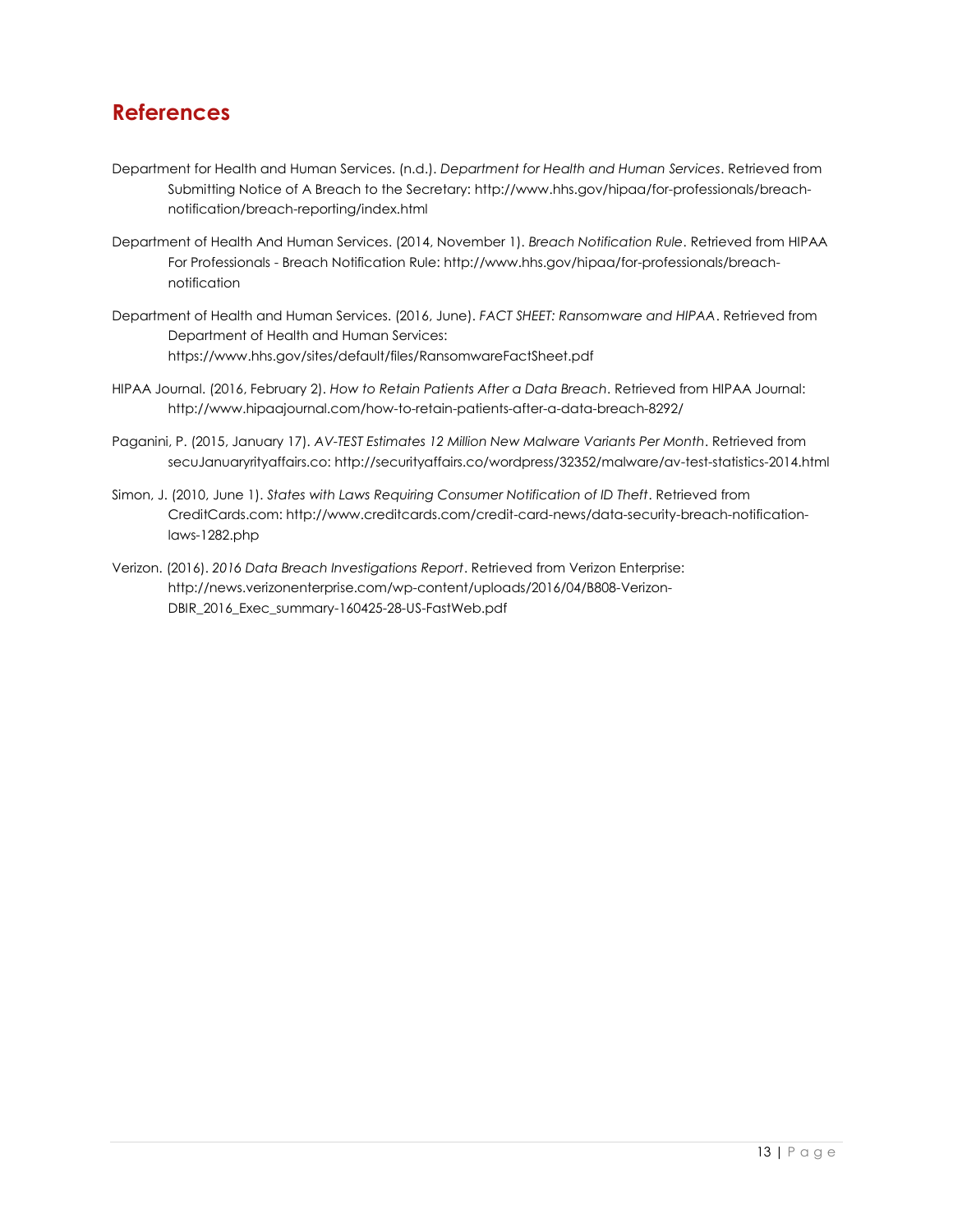## References

Department for Health and Human Services. (n.d.). *Department for Health and Human Services*. Retrieved from Submitting Notice of A Breach to the Secretary: http://www.hhs.gov/hipaa/for-professionals/breach-notification/breach-reporting/index.html

Department of Health And Human Services. (2014, November 1). *Breach Notification Rule*. Retrieved from HIPAA For Professionals - Breach Notification Rule: http://www.hhs.gov/hipaa/for-professionals/breach-notification

Department of Health and Human Services. (2016, June). *FACT SHEET: Ransomware and HIPAA*. Retrieved from Department of Health and Human Services: https://www.hhs.gov/sites/default/files/RansomwareFactSheet.pdf

HIPAA Journal. (2016, February 2). *How to Retain Patients After a Data Breach*. Retrieved from HIPAA Journal: http://www.hipaajournal.com/how-to-retain-patients-after-a-data-breach-8292/

Paganini, P. (2015, January 17). *AV-TEST Estimates 12 Million New Malware Variants Per Month*. Retrieved from secuJanuaryrityaffairs.co: http://securityaffairs.co/wordpress/32352/malware/av-test-statistics-2014.html

Simon, J. (2010, June 1). *States with Laws Requiring Consumer Notification of ID Theft*. Retrieved from CreditCards.com: http://www.creditcards.com/credit-card-news/data-security-breach-notification-laws-1282.php

Verizon. (2016). *2016 Data Breach Investigations Report*. Retrieved from Verizon Enterprise: http://news.verizonenterprise.com/wp-content/uploads/2016/04/B808-Verizon-DBIR_2016_Exec_summary-160425-28-US-FastWeb.pdf